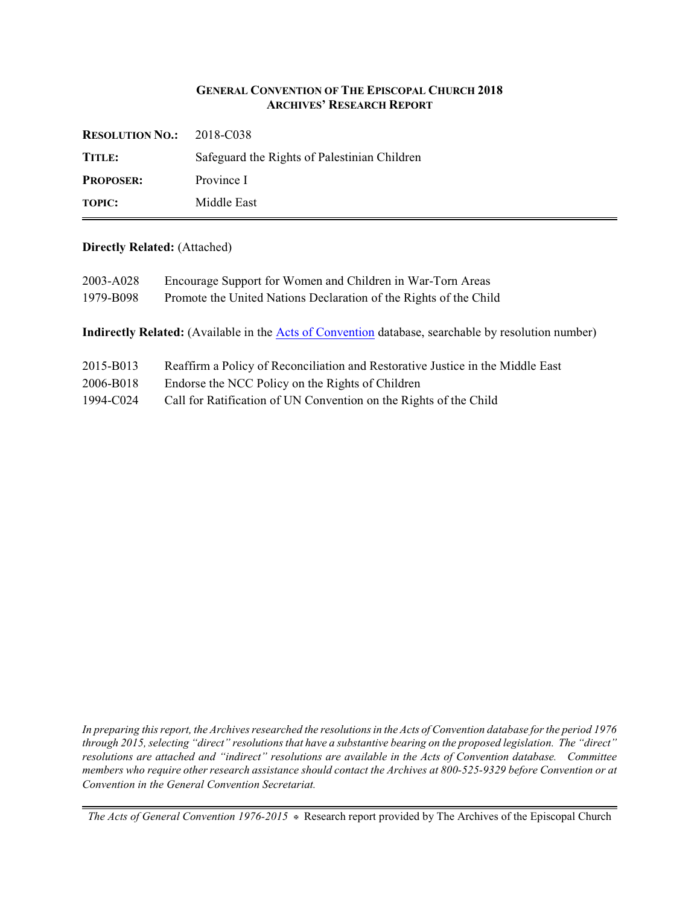**GENERAL CONVENTION OF THE EPISCOPAL CHURCH 2018**
**ARCHIVES' RESEARCH REPORT**

| | |
|---|---|
| **RESOLUTION NO.:** | 2018-C038 |
| **TITLE:** | Safeguard the Rights of Palestinian Children |
| **PROPOSER:** | Province I |
| **TOPIC:** | Middle East |

**Directly Related:** (Attached)

2003-A028 Encourage Support for Women and Children in War-Torn Areas
1979-B098 Promote the United Nations Declaration of the Rights of the Child

**Indirectly Related:** (Available in the Acts of Convention database, searchable by resolution number)

2015-B013 Reaffirm a Policy of Reconciliation and Restorative Justice in the Middle East
2006-B018 Endorse the NCC Policy on the Rights of Children
1994-C024 Call for Ratification of UN Convention on the Rights of the Child

*In preparing this report, the Archives researched the resolutions in the Acts of Convention database for the period 1976 through 2015, selecting "direct" resolutions that have a substantive bearing on the proposed legislation. The "direct" resolutions are attached and "indirect" resolutions are available in the Acts of Convention database. Committee members who require other research assistance should contact the Archives at 800-525-9329 before Convention or at Convention in the General Convention Secretariat.*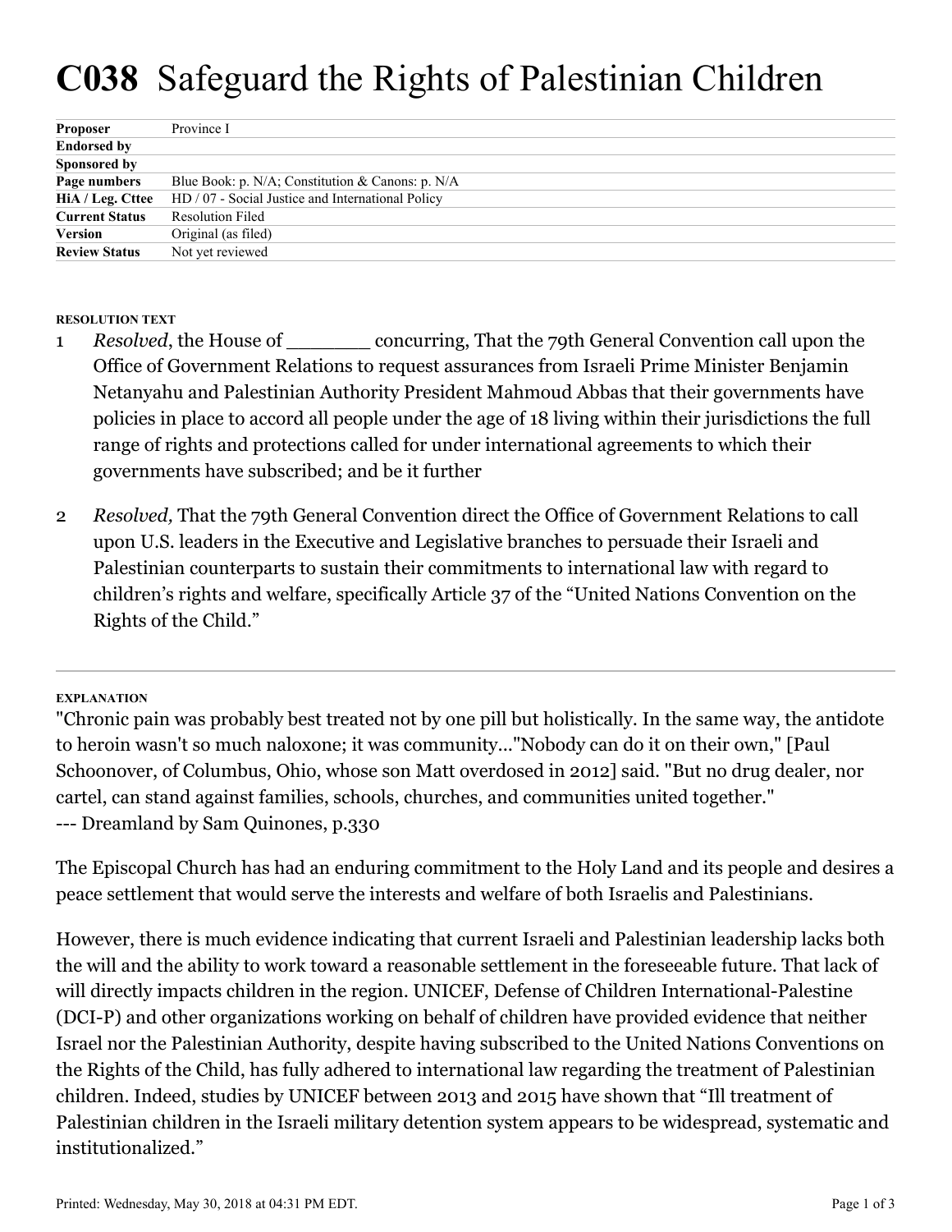# **C038** Safeguard the Rights of Palestinian Children

| | |
|---|---|
| **Proposer** | Province I |
| **Endorsed by** | |
| **Sponsored by** | |
| **Page numbers** | Blue Book: p. N/A; Constitution & Canons: p. N/A |
| **HiA / Leg. Cttee** | HD / 07 - Social Justice and International Policy |
| **Current Status** | Resolution Filed |
| **Version** | Original (as filed) |
| **Review Status** | Not yet reviewed |

##### RESOLUTION TEXT

1 *Resolved*, the House of _______ concurring, That the 79th General Convention call upon the Office of Government Relations to request assurances from Israeli Prime Minister Benjamin Netanyahu and Palestinian Authority President Mahmoud Abbas that their governments have policies in place to accord all people under the age of 18 living within their jurisdictions the full range of rights and protections called for under international agreements to which their governments have subscribed; and be it further

2 *Resolved,* That the 79th General Convention direct the Office of Government Relations to call upon U.S. leaders in the Executive and Legislative branches to persuade their Israeli and Palestinian counterparts to sustain their commitments to international law with regard to children's rights and welfare, specifically Article 37 of the "United Nations Convention on the Rights of the Child."

---

##### EXPLANATION

"Chronic pain was probably best treated not by one pill but holistically. In the same way, the antidote to heroin wasn't so much naloxone; it was community..."Nobody can do it on their own," [Paul Schoonover, of Columbus, Ohio, whose son Matt overdosed in 2012] said. "But no drug dealer, nor cartel, can stand against families, schools, churches, and communities united together."
--- Dreamland by Sam Quinones, p.330

The Episcopal Church has had an enduring commitment to the Holy Land and its people and desires a peace settlement that would serve the interests and welfare of both Israelis and Palestinians.

However, there is much evidence indicating that current Israeli and Palestinian leadership lacks both the will and the ability to work toward a reasonable settlement in the foreseeable future. That lack of will directly impacts children in the region. UNICEF, Defense of Children International-Palestine (DCI-P) and other organizations working on behalf of children have provided evidence that neither Israel nor the Palestinian Authority, despite having subscribed to the United Nations Conventions on the Rights of the Child, has fully adhered to international law regarding the treatment of Palestinian children. Indeed, studies by UNICEF between 2013 and 2015 have shown that "Ill treatment of Palestinian children in the Israeli military detention system appears to be widespread, systematic and institutionalized."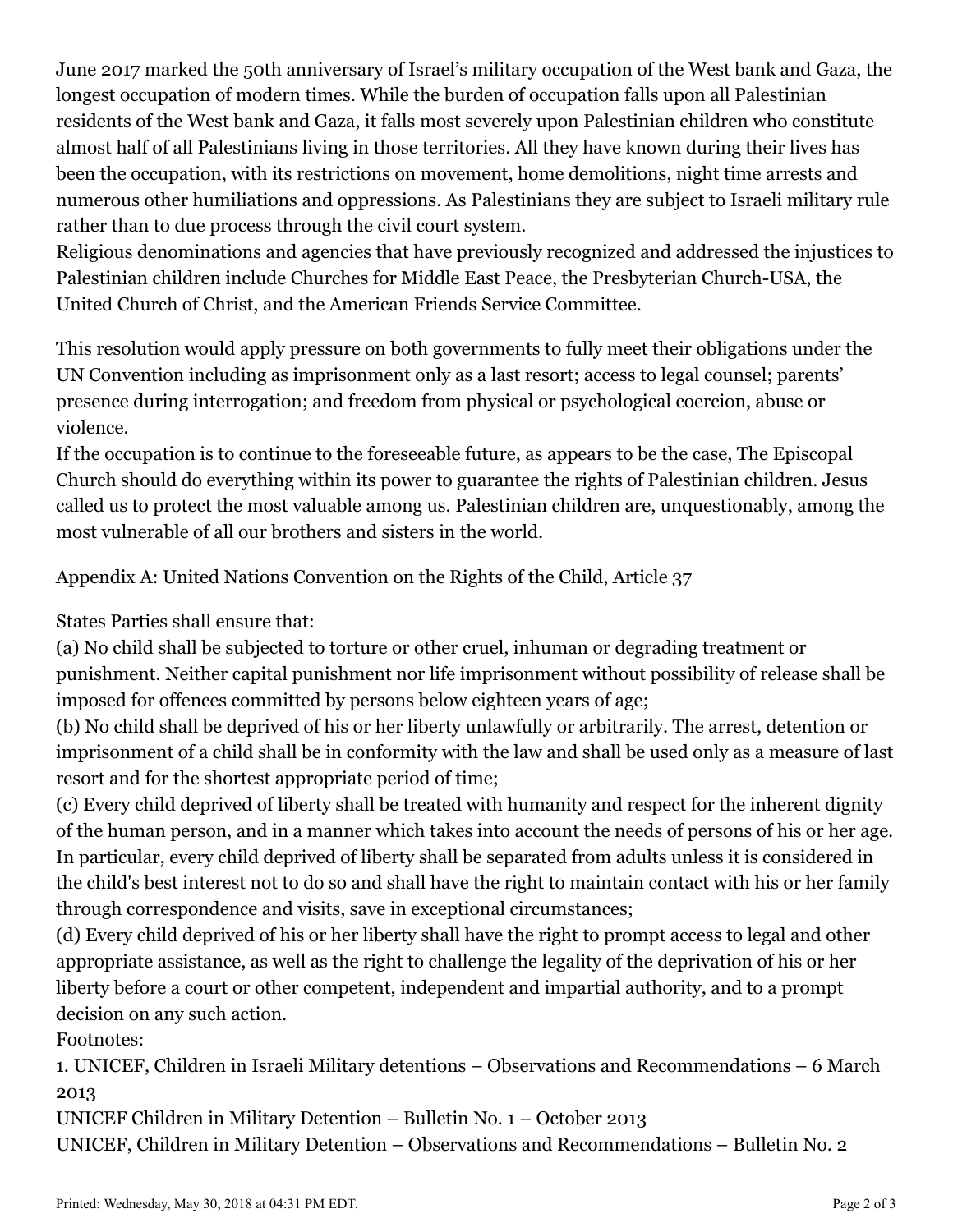June 2017 marked the 50th anniversary of Israel's military occupation of the West bank and Gaza, the longest occupation of modern times. While the burden of occupation falls upon all Palestinian residents of the West bank and Gaza, it falls most severely upon Palestinian children who constitute almost half of all Palestinians living in those territories. All they have known during their lives has been the occupation, with its restrictions on movement, home demolitions, night time arrests and numerous other humiliations and oppressions. As Palestinians they are subject to Israeli military rule rather than to due process through the civil court system.

Religious denominations and agencies that have previously recognized and addressed the injustices to Palestinian children include Churches for Middle East Peace, the Presbyterian Church-USA, the United Church of Christ, and the American Friends Service Committee.

This resolution would apply pressure on both governments to fully meet their obligations under the UN Convention including as imprisonment only as a last resort; access to legal counsel; parents' presence during interrogation; and freedom from physical or psychological coercion, abuse or violence.

If the occupation is to continue to the foreseeable future, as appears to be the case, The Episcopal Church should do everything within its power to guarantee the rights of Palestinian children. Jesus called us to protect the most valuable among us. Palestinian children are, unquestionably, among the most vulnerable of all our brothers and sisters in the world.

Appendix A: United Nations Convention on the Rights of the Child, Article 37

States Parties shall ensure that:

(a) No child shall be subjected to torture or other cruel, inhuman or degrading treatment or punishment. Neither capital punishment nor life imprisonment without possibility of release shall be imposed for offences committed by persons below eighteen years of age;

(b) No child shall be deprived of his or her liberty unlawfully or arbitrarily. The arrest, detention or imprisonment of a child shall be in conformity with the law and shall be used only as a measure of last resort and for the shortest appropriate period of time;

(c) Every child deprived of liberty shall be treated with humanity and respect for the inherent dignity of the human person, and in a manner which takes into account the needs of persons of his or her age. In particular, every child deprived of liberty shall be separated from adults unless it is considered in the child's best interest not to do so and shall have the right to maintain contact with his or her family through correspondence and visits, save in exceptional circumstances;

(d) Every child deprived of his or her liberty shall have the right to prompt access to legal and other appropriate assistance, as well as the right to challenge the legality of the deprivation of his or her liberty before a court or other competent, independent and impartial authority, and to a prompt decision on any such action.

Footnotes:

1. UNICEF, Children in Israeli Military detentions – Observations and Recommendations – 6 March 2013

UNICEF Children in Military Detention – Bulletin No. 1 – October 2013

UNICEF, Children in Military Detention – Observations and Recommendations – Bulletin No. 2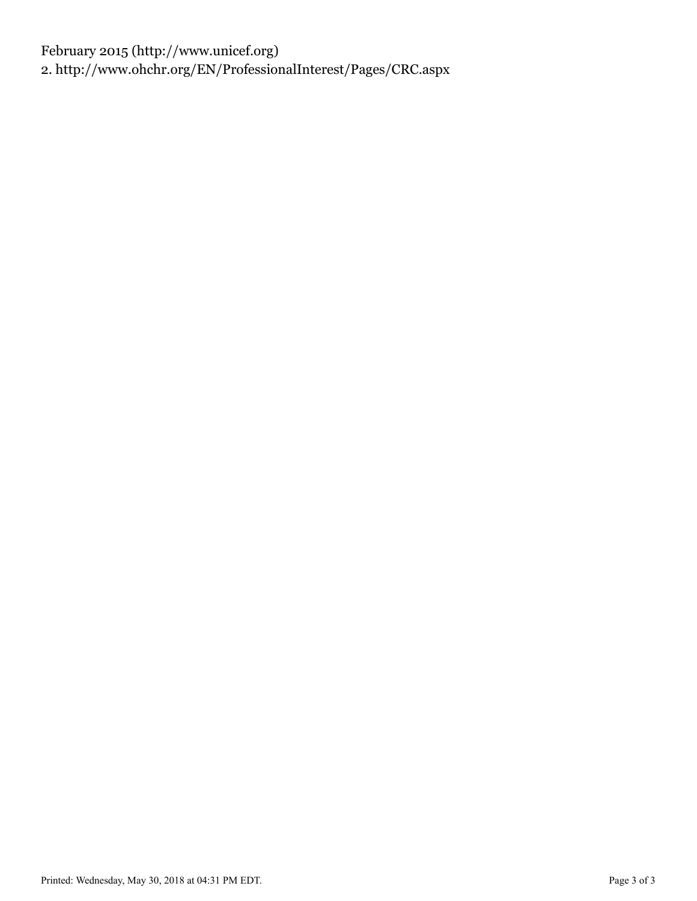February 2015 (http://www.unicef.org)

2. http://www.ohchr.org/EN/ProfessionalInterest/Pages/CRC.aspx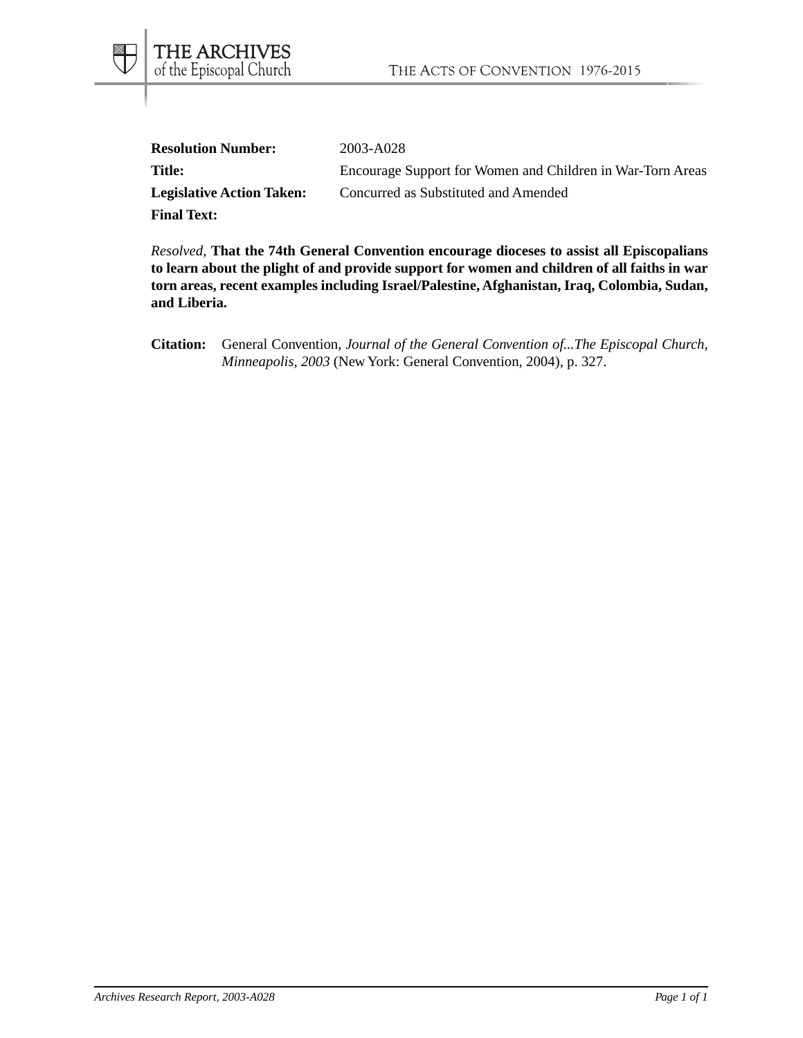**Resolution Number:** 2003-A028

**Title:** Encourage Support for Women and Children in War-Torn Areas

**Legislative Action Taken:** Concurred as Substituted and Amended

**Final Text:**

*Resolved,* **That the 74th General Convention encourage dioceses to assist all Episcopalians to learn about the plight of and provide support for women and children of all faiths in war torn areas, recent examples including Israel/Palestine, Afghanistan, Iraq, Colombia, Sudan, and Liberia.**

**Citation:** General Convention, *Journal of the General Convention of...The Episcopal Church, Minneapolis, 2003* (New York: General Convention, 2004), p. 327.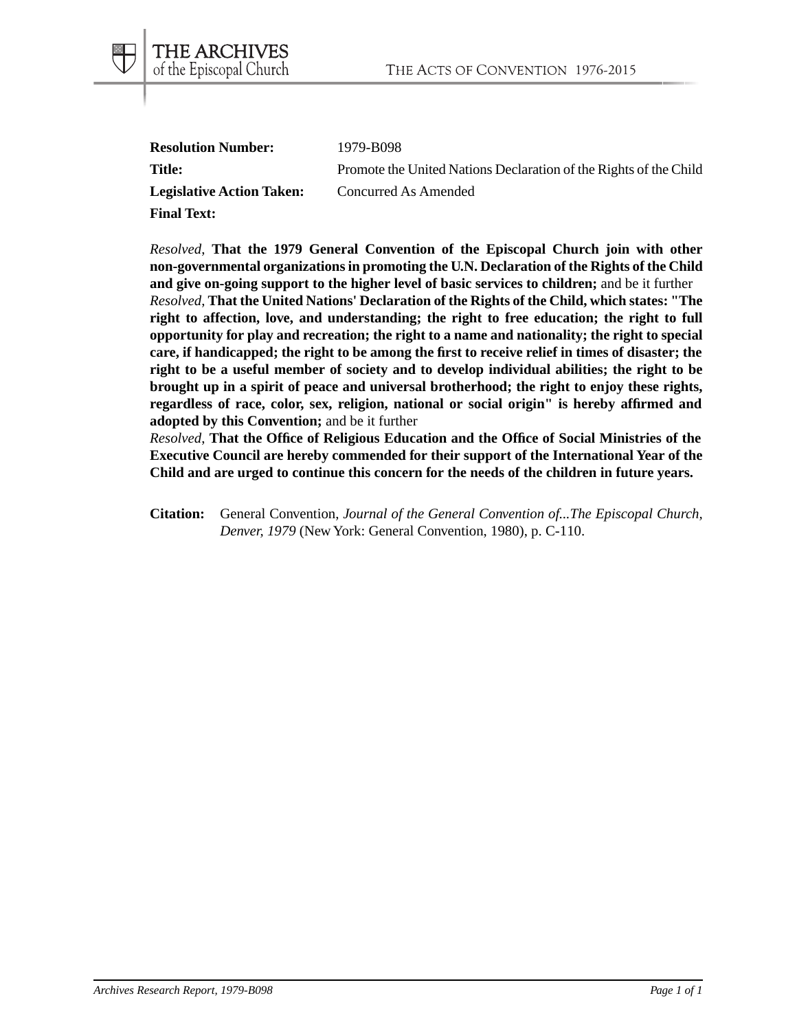**Resolution Number:** 1979-B098

**Title:** Promote the United Nations Declaration of the Rights of the Child

**Legislative Action Taken:** Concurred As Amended

**Final Text:**

*Resolved,* **That the 1979 General Convention of the Episcopal Church join with other non-governmental organizations in promoting the U.N. Declaration of the Rights of the Child and give on-going support to the higher level of basic services to children;** and be it further

*Resolved,* **That the United Nations' Declaration of the Rights of the Child, which states: "The right to affection, love, and understanding; the right to free education; the right to full opportunity for play and recreation; the right to a name and nationality; the right to special care, if handicapped; the right to be among the first to receive relief in times of disaster; the right to be a useful member of society and to develop individual abilities; the right to be brought up in a spirit of peace and universal brotherhood; the right to enjoy these rights, regardless of race, color, sex, religion, national or social origin" is hereby affirmed and adopted by this Convention;** and be it further

*Resolved,* **That the Office of Religious Education and the Office of Social Ministries of the Executive Council are hereby commended for their support of the International Year of the Child and are urged to continue this concern for the needs of the children in future years.**

**Citation:** General Convention, *Journal of the General Convention of...The Episcopal Church, Denver, 1979* (New York: General Convention, 1980), p. C-110.